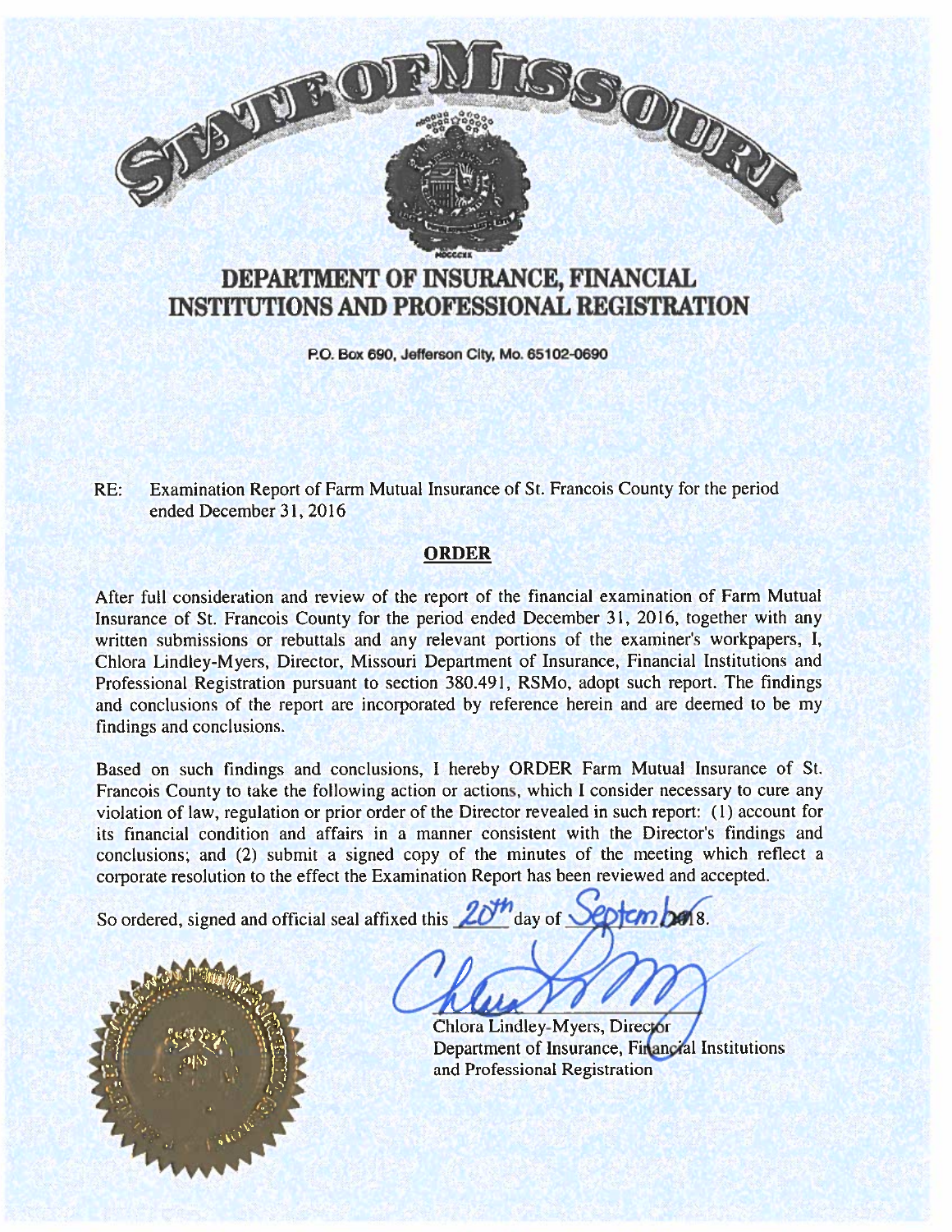# STATE OF MISSOURI

## DEPARTMENT OF INSURANCE, FINANCIAL INSTITUTIONS AND PROFESSIONAL REGISTRATION

P.O. Box 690, Jefferson City, Mo. 65102-0690

RE: Examination Report of Farm Mutual Insurance of St. Francois County for the period ended December 31, 2016

**ORDER**

After full consideration and review of the report of the financial examination of Farm Mutual Insurance of St. Francois County for the period ended December 31, 2016, together with any written submissions or rebuttals and any relevant portions of the examiner's workpapers, I, Chlora Lindley-Myers, Director, Missouri Department of Insurance, Financial Institutions and Professional Registration pursuant to section 380.491, RSMo, adopt such report. The findings and conclusions of the report are incorporated by reference herein and are deemed to be my findings and conclusions.

Based on such findings and conclusions, I hereby ORDER Farm Mutual Insurance of St. Francois County to take the following action or actions, which I consider necessary to cure any violation of law, regulation or prior order of the Director revealed in such report: (1) account for its financial condition and affairs in a manner consistent with the Director's findings and conclusions; and (2) submit a signed copy of the minutes of the meeting which reflect a corporate resolution to the effect the Examination Report has been reviewed and accepted.

So ordered, signed and official seal affixed this 20th day of September, 2018.

Chlora Lindley-Myers, Director
Department of Insurance, Financial Institutions and Professional Registration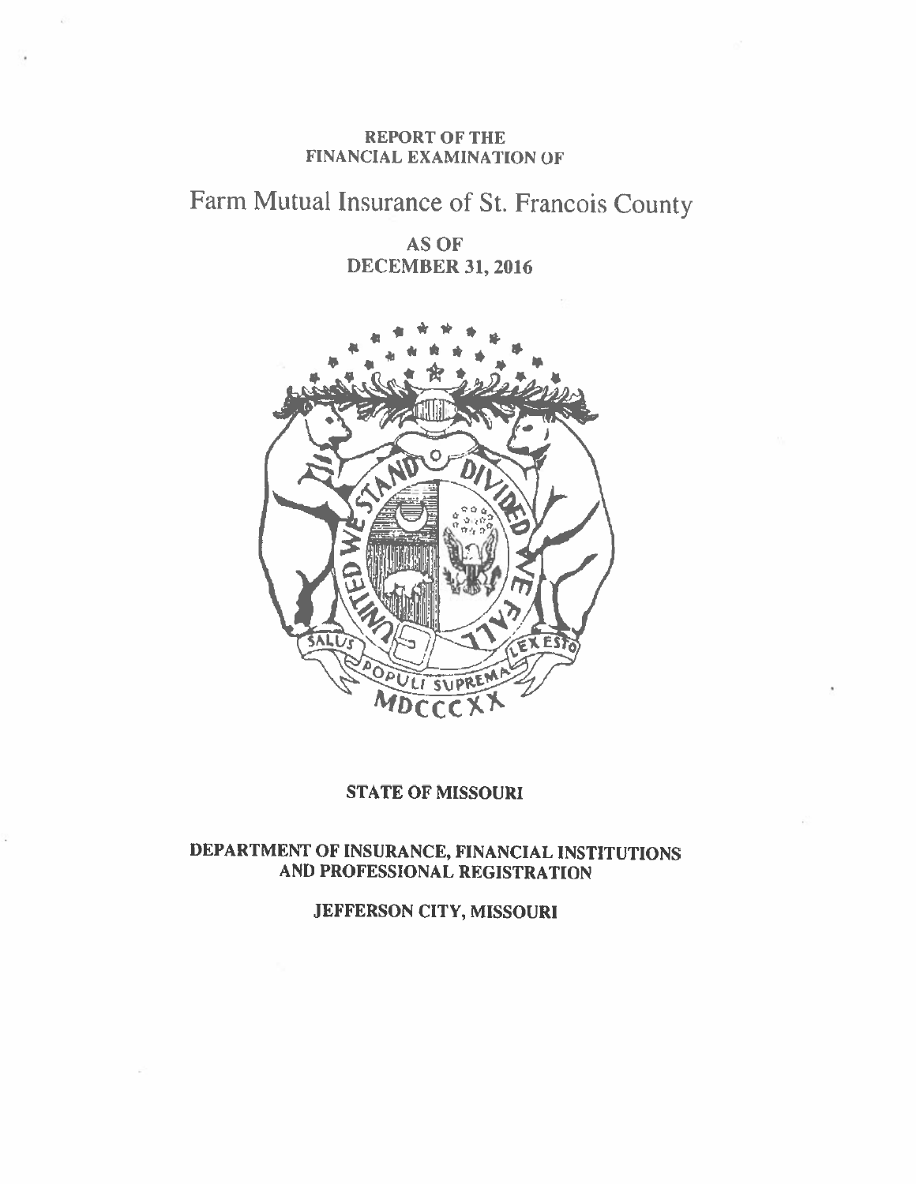REPORT OF THE
FINANCIAL EXAMINATION OF

# Farm Mutual Insurance of St. Francois County

AS OF
DECEMBER 31, 2016

STATE OF MISSOURI

DEPARTMENT OF INSURANCE, FINANCIAL INSTITUTIONS
AND PROFESSIONAL REGISTRATION

JEFFERSON CITY, MISSOURI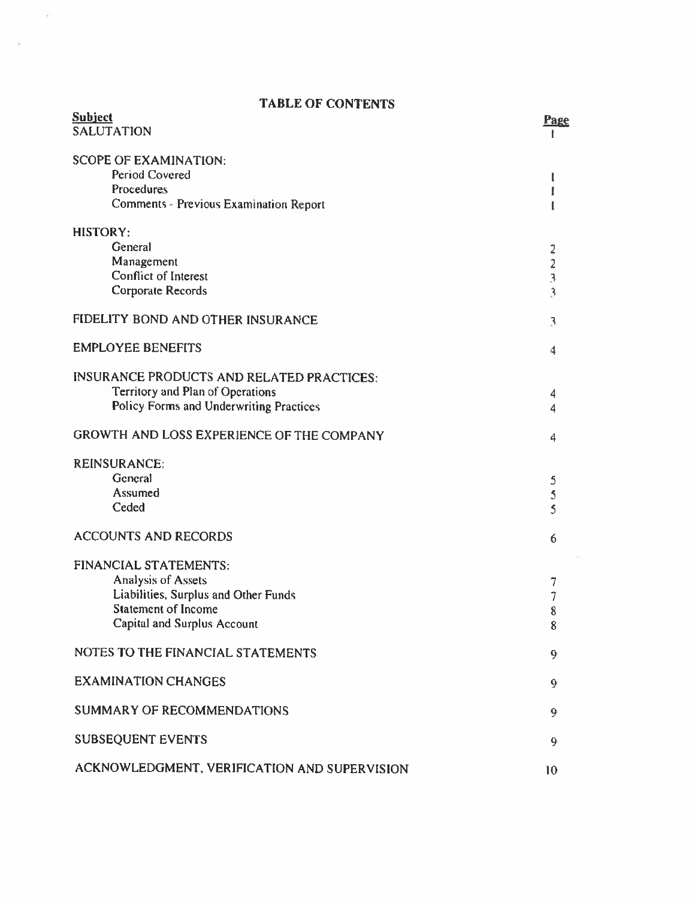# TABLE OF CONTENTS

| Subject | Page |
|---|---|
| SALUTATION | 1 |
| SCOPE OF EXAMINATION: | |
| Period Covered | 1 |
| Procedures | 1 |
| Comments - Previous Examination Report | 1 |
| HISTORY: | |
| General | 2 |
| Management | 2 |
| Conflict of Interest | 3 |
| Corporate Records | 3 |
| FIDELITY BOND AND OTHER INSURANCE | 3 |
| EMPLOYEE BENEFITS | 4 |
| INSURANCE PRODUCTS AND RELATED PRACTICES: | |
| Territory and Plan of Operations | 4 |
| Policy Forms and Underwriting Practices | 4 |
| GROWTH AND LOSS EXPERIENCE OF THE COMPANY | 4 |
| REINSURANCE: | |
| General | 5 |
| Assumed | 5 |
| Ceded | 5 |
| ACCOUNTS AND RECORDS | 6 |
| FINANCIAL STATEMENTS: | |
| Analysis of Assets | 7 |
| Liabilities, Surplus and Other Funds | 7 |
| Statement of Income | 8 |
| Capital and Surplus Account | 8 |
| NOTES TO THE FINANCIAL STATEMENTS | 9 |
| EXAMINATION CHANGES | 9 |
| SUMMARY OF RECOMMENDATIONS | 9 |
| SUBSEQUENT EVENTS | 9 |
| ACKNOWLEDGMENT, VERIFICATION AND SUPERVISION | 10 |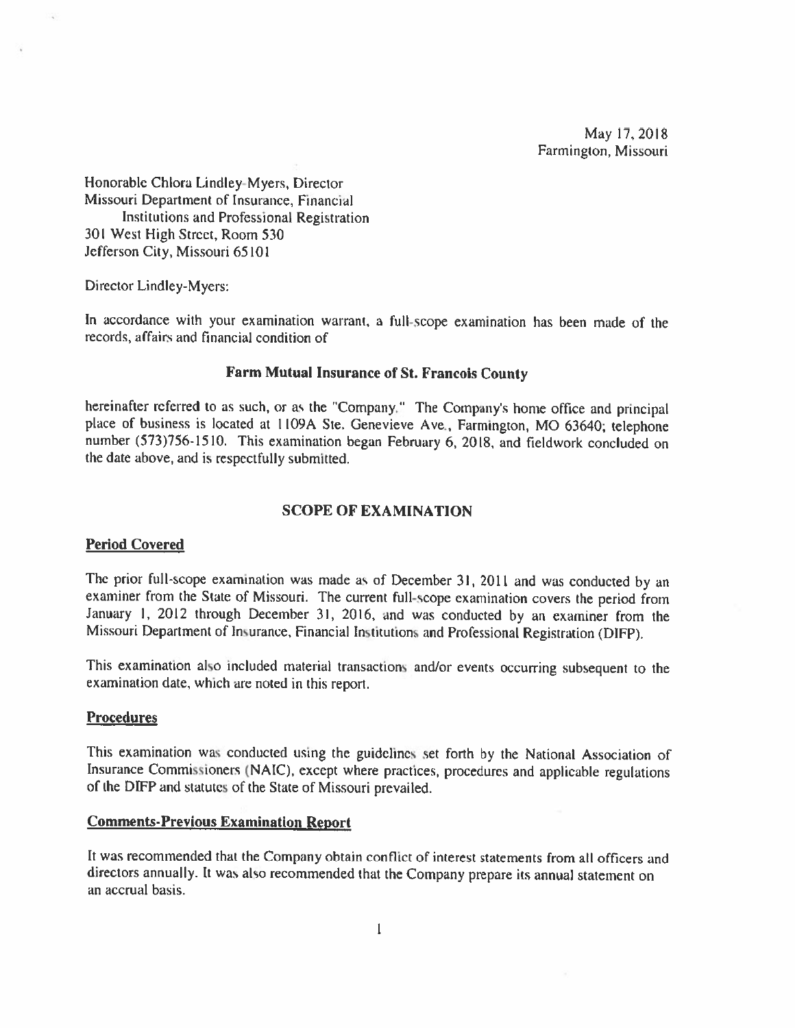May 17, 2018
Farmington, Missouri

Honorable Chlora Lindley-Myers, Director
Missouri Department of Insurance, Financial
Institutions and Professional Registration
301 West High Street, Room 530
Jefferson City, Missouri 65101

Director Lindley-Myers:

In accordance with your examination warrant, a full-scope examination has been made of the records, affairs and financial condition of

**Farm Mutual Insurance of St. Francois County**

hereinafter referred to as such, or as the "Company." The Company's home office and principal place of business is located at 1109A Ste. Genevieve Ave., Farmington, MO 63640; telephone number (573)756-1510. This examination began February 6, 2018, and fieldwork concluded on the date above, and is respectfully submitted.

## SCOPE OF EXAMINATION

### Period Covered

The prior full-scope examination was made as of December 31, 2011 and was conducted by an examiner from the State of Missouri. The current full-scope examination covers the period from January 1, 2012 through December 31, 2016, and was conducted by an examiner from the Missouri Department of Insurance, Financial Institutions and Professional Registration (DIFP).

This examination also included material transactions and/or events occurring subsequent to the examination date, which are noted in this report.

### Procedures

This examination was conducted using the guidelines set forth by the National Association of Insurance Commissioners (NAIC), except where practices, procedures and applicable regulations of the DIFP and statutes of the State of Missouri prevailed.

### Comments-Previous Examination Report

It was recommended that the Company obtain conflict of interest statements from all officers and directors annually. It was also recommended that the Company prepare its annual statement on an accrual basis.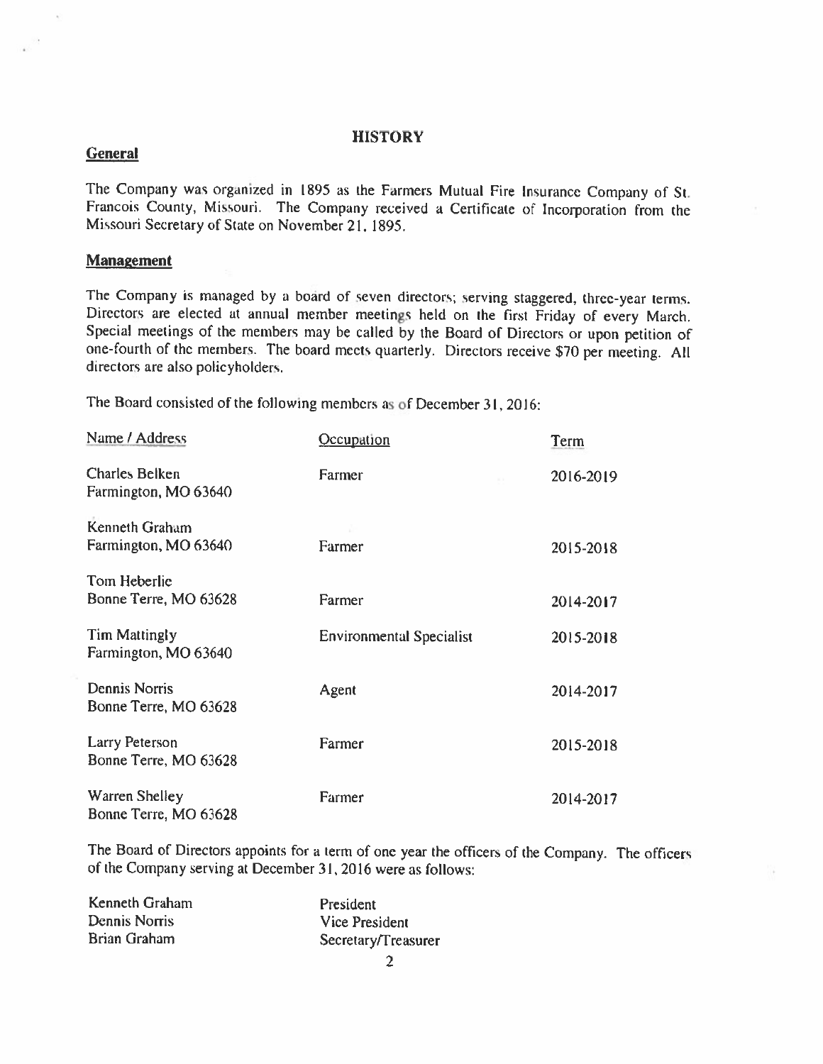# HISTORY

## General

The Company was organized in 1895 as the Farmers Mutual Fire Insurance Company of St. Francois County, Missouri. The Company received a Certificate of Incorporation from the Missouri Secretary of State on November 21, 1895.

## Management

The Company is managed by a board of seven directors; serving staggered, three-year terms. Directors are elected at annual member meetings held on the first Friday of every March. Special meetings of the members may be called by the Board of Directors or upon petition of one-fourth of the members. The board meets quarterly. Directors receive $70 per meeting. All directors are also policyholders.

The Board consisted of the following members as of December 31, 2016:

| Name / Address | Occupation | Term |
|---|---|---|
| Charles Belken<br>Farmington, MO 63640 | Farmer | 2016-2019 |
| Kenneth Graham<br>Farmington, MO 63640 | Farmer | 2015-2018 |
| Tom Heberlie<br>Bonne Terre, MO 63628 | Farmer | 2014-2017 |
| Tim Mattingly<br>Farmington, MO 63640 | Environmental Specialist | 2015-2018 |
| Dennis Norris<br>Bonne Terre, MO 63628 | Agent | 2014-2017 |
| Larry Peterson<br>Bonne Terre, MO 63628 | Farmer | 2015-2018 |
| Warren Shelley<br>Bonne Terre, MO 63628 | Farmer | 2014-2017 |

The Board of Directors appoints for a term of one year the officers of the Company. The officers of the Company serving at December 31, 2016 were as follows:

| | |
|---|---|
| Kenneth Graham | President |
| Dennis Norris | Vice President |
| Brian Graham | Secretary/Treasurer |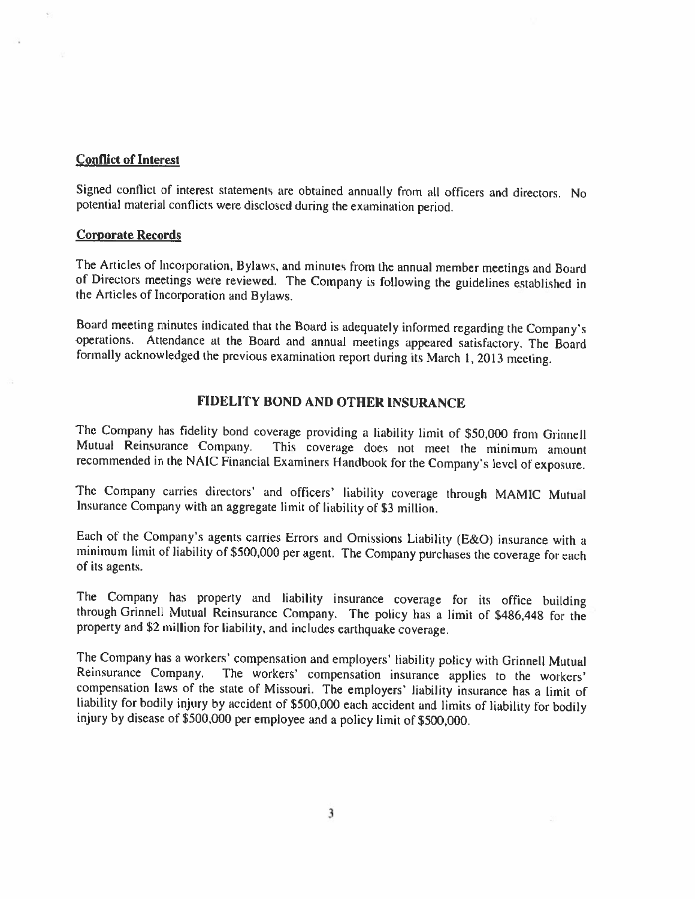**Conflict of Interest**

Signed conflict of interest statements are obtained annually from all officers and directors. No potential material conflicts were disclosed during the examination period.

**Corporate Records**

The Articles of Incorporation, Bylaws, and minutes from the annual member meetings and Board of Directors meetings were reviewed. The Company is following the guidelines established in the Articles of Incorporation and Bylaws.

Board meeting minutes indicated that the Board is adequately informed regarding the Company's operations. Attendance at the Board and annual meetings appeared satisfactory. The Board formally acknowledged the previous examination report during its March 1, 2013 meeting.

## FIDELITY BOND AND OTHER INSURANCE

The Company has fidelity bond coverage providing a liability limit of $50,000 from Grinnell Mutual Reinsurance Company. This coverage does not meet the minimum amount recommended in the NAIC Financial Examiners Handbook for the Company's level of exposure.

The Company carries directors' and officers' liability coverage through MAMIC Mutual Insurance Company with an aggregate limit of liability of $3 million.

Each of the Company's agents carries Errors and Omissions Liability (E&O) insurance with a minimum limit of liability of $500,000 per agent. The Company purchases the coverage for each of its agents.

The Company has property and liability insurance coverage for its office building through Grinnell Mutual Reinsurance Company. The policy has a limit of $486,448 for the property and $2 million for liability, and includes earthquake coverage.

The Company has a workers' compensation and employers' liability policy with Grinnell Mutual Reinsurance Company. The workers' compensation insurance applies to the workers' compensation laws of the state of Missouri. The employers' liability insurance has a limit of liability for bodily injury by accident of $500,000 each accident and limits of liability for bodily injury by disease of $500,000 per employee and a policy limit of $500,000.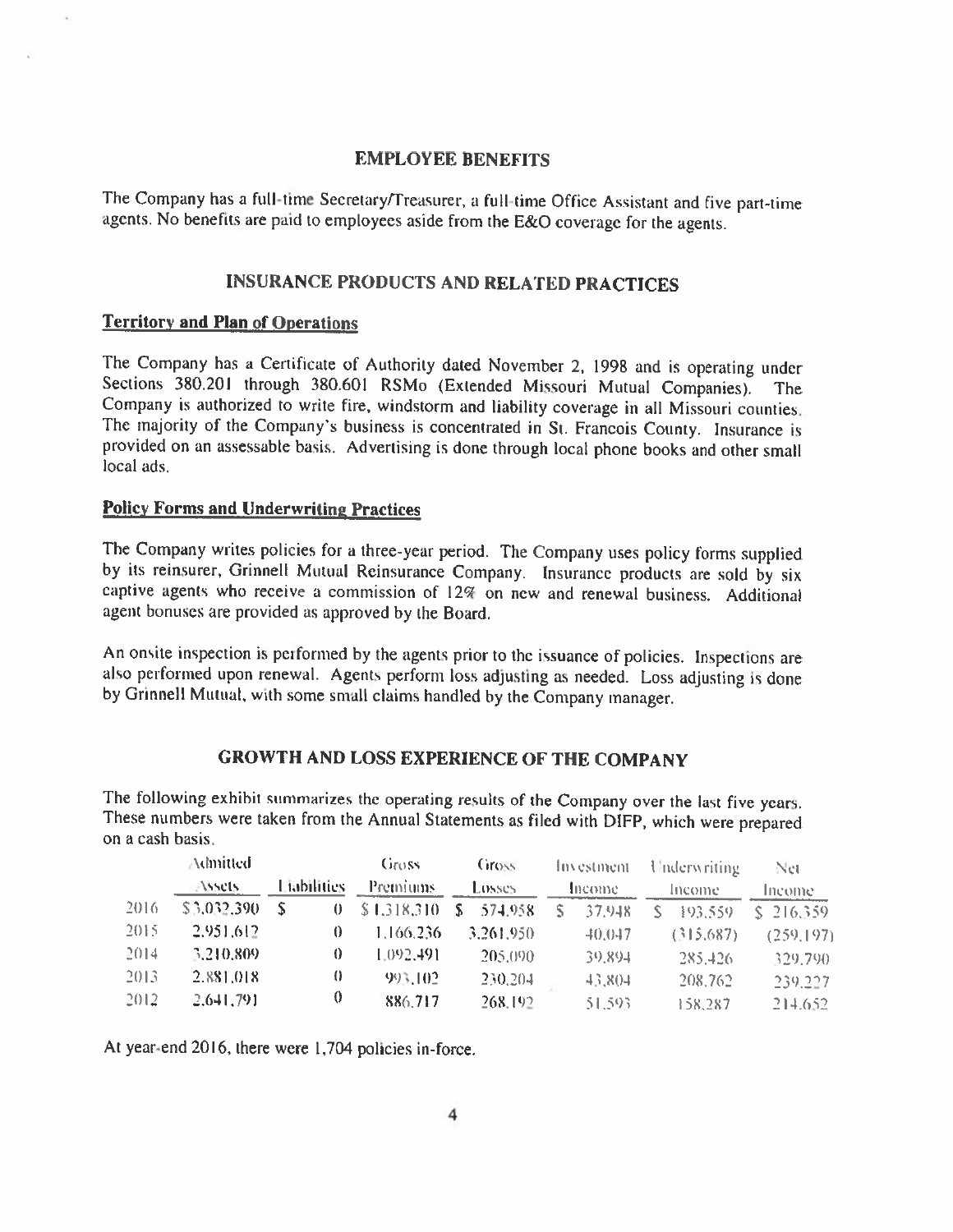## EMPLOYEE BENEFITS

The Company has a full-time Secretary/Treasurer, a full-time Office Assistant and five part-time agents. No benefits are paid to employees aside from the E&O coverage for the agents.

## INSURANCE PRODUCTS AND RELATED PRACTICES

### Territory and Plan of Operations

The Company has a Certificate of Authority dated November 2, 1998 and is operating under Sections 380.201 through 380.601 RSMo (Extended Missouri Mutual Companies). The Company is authorized to write fire, windstorm and liability coverage in all Missouri counties. The majority of the Company's business is concentrated in St. Francois County. Insurance is provided on an assessable basis. Advertising is done through local phone books and other small local ads.

### Policy Forms and Underwriting Practices

The Company writes policies for a three-year period. The Company uses policy forms supplied by its reinsurer, Grinnell Mutual Reinsurance Company. Insurance products are sold by six captive agents who receive a commission of 12% on new and renewal business. Additional agent bonuses are provided as approved by the Board.

An onsite inspection is performed by the agents prior to the issuance of policies. Inspections are also performed upon renewal. Agents perform loss adjusting as needed. Loss adjusting is done by Grinnell Mutual, with some small claims handled by the Company manager.

## GROWTH AND LOSS EXPERIENCE OF THE COMPANY

The following exhibit summarizes the operating results of the Company over the last five years. These numbers were taken from the Annual Statements as filed with DIFP, which were prepared on a cash basis.

| | Admitted Assets | Liabilities | Gross Premiums | Gross Losses | Investment Income | Underwriting Income | Net Income |
|---|---|---|---|---|---|---|---|
| 2016 | $3,032,390 | $ 0 | $1,318,310 | $ 574,958 | $ 37,948 | $ 193,559 | $ 216,359 |
| 2015 | 2,951,612 | 0 | 1,166,236 | 3,261,950 | 40,047 | (315,687) | (259,197) |
| 2014 | 3,210,809 | 0 | 1,092,491 | 205,090 | 39,894 | 285,426 | 329,790 |
| 2013 | 2,881,018 | 0 | 993,102 | 230,204 | 43,804 | 208,762 | 239,227 |
| 2012 | 2,641,791 | 0 | 886,717 | 268,192 | 51,593 | 158,287 | 214,652 |

At year-end 2016, there were 1,704 policies in-force.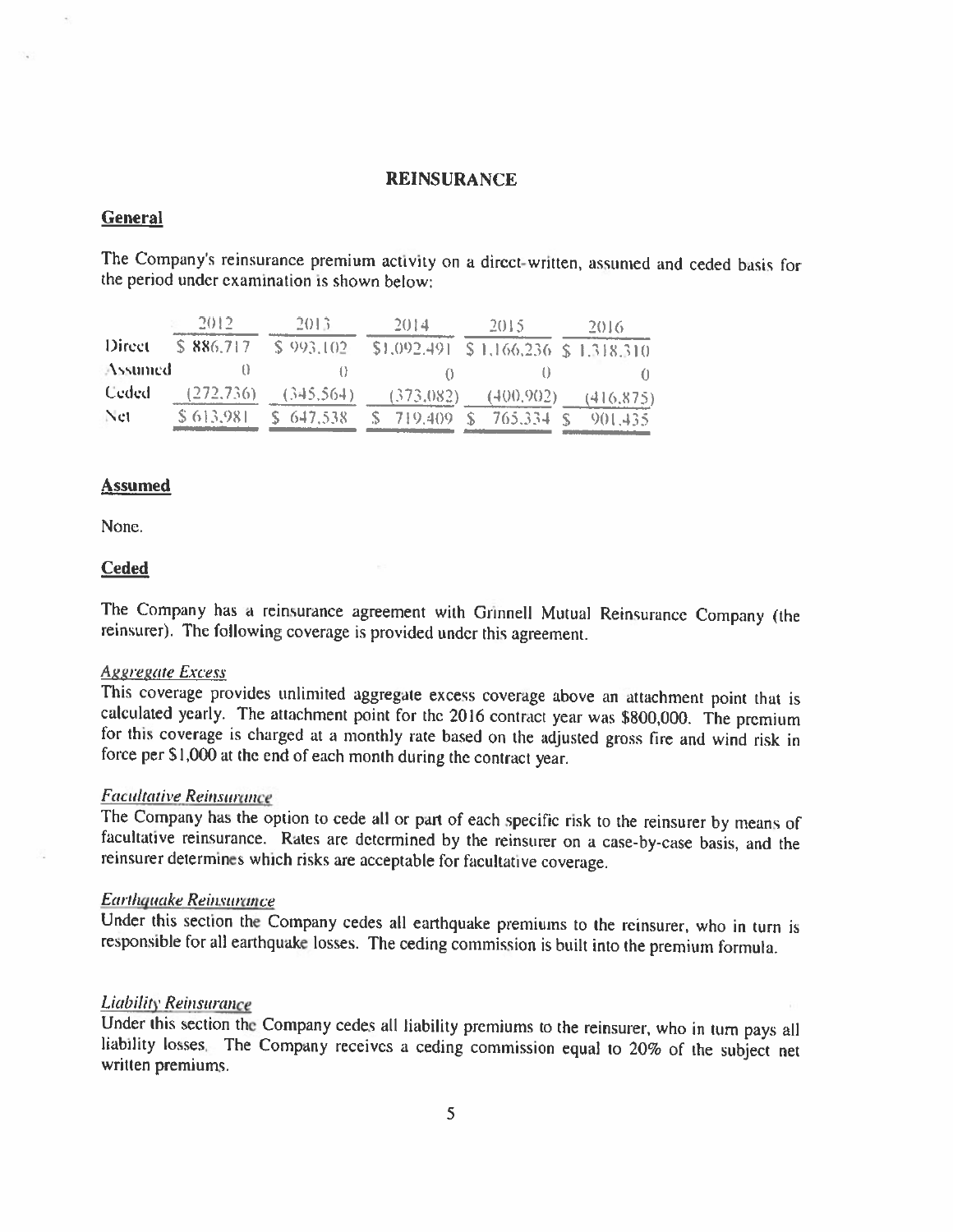## REINSURANCE

### General

The Company's reinsurance premium activity on a direct-written, assumed and ceded basis for the period under examination is shown below:

| | 2012 | 2013 | 2014 | 2015 | 2016 |
|---|---|---|---|---|---|
| Direct | $ 886,717 | $ 993,102 | $1,092,491 | $ 1,166,236 | $ 1,318,310 |
| Assumed | 0 | 0 | 0 | 0 | 0 |
| Ceded | (272,736) | (345,564) | (373,082) | (400,902) | (416,875) |
| Net | $ 613,981 | $ 647,538 | $ 719,409 | $ 765,334 | $ 901,435 |

### Assumed

None.

### Ceded

The Company has a reinsurance agreement with Grinnell Mutual Reinsurance Company (the reinsurer). The following coverage is provided under this agreement.

*Aggregate Excess*
This coverage provides unlimited aggregate excess coverage above an attachment point that is calculated yearly. The attachment point for the 2016 contract year was $800,000. The premium for this coverage is charged at a monthly rate based on the adjusted gross fire and wind risk in force per $1,000 at the end of each month during the contract year.

*Facultative Reinsurance*
The Company has the option to cede all or part of each specific risk to the reinsurer by means of facultative reinsurance. Rates are determined by the reinsurer on a case-by-case basis, and the reinsurer determines which risks are acceptable for facultative coverage.

*Earthquake Reinsurance*
Under this section the Company cedes all earthquake premiums to the reinsurer, who in turn is responsible for all earthquake losses. The ceding commission is built into the premium formula.

*Liability Reinsurance*
Under this section the Company cedes all liability premiums to the reinsurer, who in turn pays all liability losses. The Company receives a ceding commission equal to 20% of the subject net written premiums.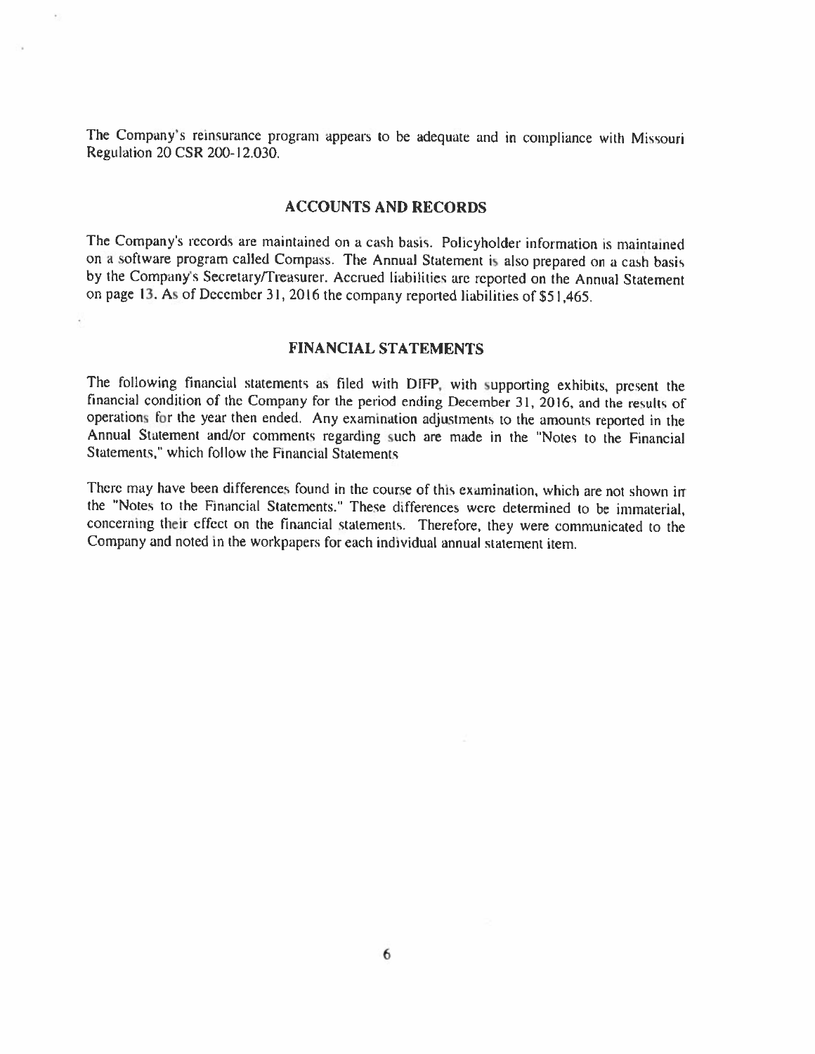The Company's reinsurance program appears to be adequate and in compliance with Missouri Regulation 20 CSR 200-12.030.

## ACCOUNTS AND RECORDS

The Company's records are maintained on a cash basis. Policyholder information is maintained on a software program called Compass. The Annual Statement is also prepared on a cash basis by the Company's Secretary/Treasurer. Accrued liabilities are reported on the Annual Statement on page 13. As of December 31, 2016 the company reported liabilities of $51,465.

## FINANCIAL STATEMENTS

The following financial statements as filed with DIFP, with supporting exhibits, present the financial condition of the Company for the period ending December 31, 2016, and the results of operations for the year then ended. Any examination adjustments to the amounts reported in the Annual Statement and/or comments regarding such are made in the "Notes to the Financial Statements," which follow the Financial Statements

There may have been differences found in the course of this examination, which are not shown in the "Notes to the Financial Statements." These differences were determined to be immaterial, concerning their effect on the financial statements. Therefore, they were communicated to the Company and noted in the workpapers for each individual annual statement item.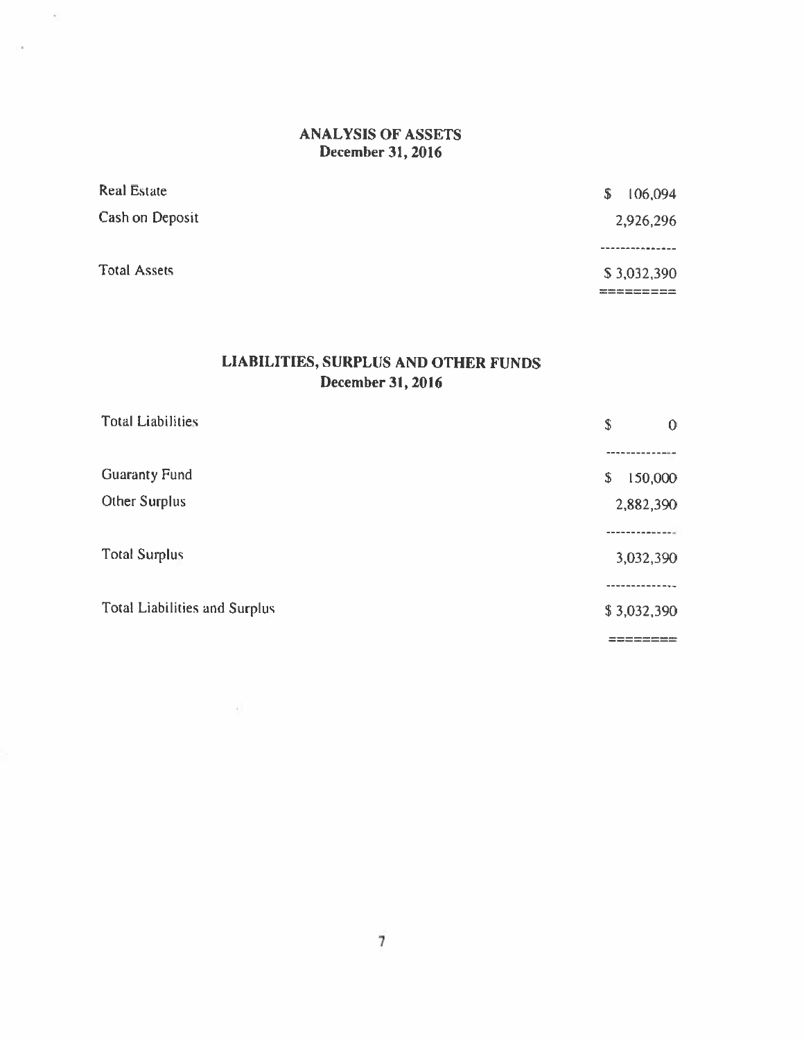## ANALYSIS OF ASSETS
**December 31, 2016**

| | |
|---|---|
| Real Estate | $ 106,094 |
| Cash on Deposit | 2,926,296 |
| | --------------- |
| Total Assets | $ 3,032,390 |
| | ========= |

## LIABILITIES, SURPLUS AND OTHER FUNDS
**December 31, 2016**

| | |
|---|---|
| Total Liabilities | $ 0 |
| | -------------- |
| Guaranty Fund | $ 150,000 |
| Other Surplus | 2,882,390 |
| | -------------- |
| Total Surplus | 3,032,390 |
| | -------------- |
| Total Liabilities and Surplus | $ 3,032,390 |
| | ======== |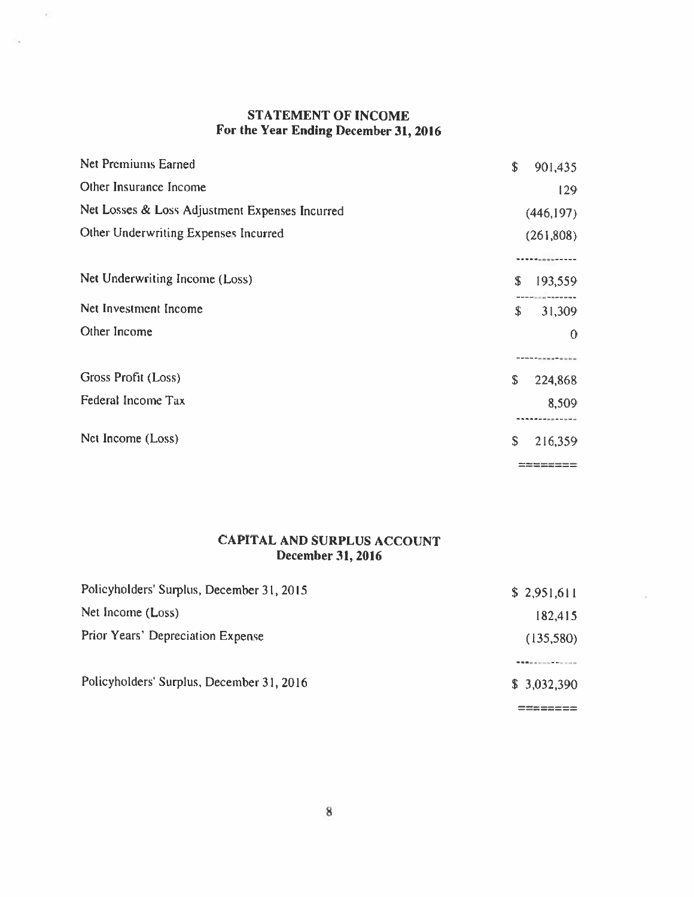## STATEMENT OF INCOME
### For the Year Ending December 31, 2016

| | |
|---|---|
| Net Premiums Earned | $ 901,435 |
| Other Insurance Income | 129 |
| Net Losses & Loss Adjustment Expenses Incurred | (446,197) |
| Other Underwriting Expenses Incurred | (261,808) |
| Net Underwriting Income (Loss) | $ 193,559 |
| Net Investment Income | $ 31,309 |
| Other Income | 0 |
| Gross Profit (Loss) | $ 224,868 |
| Federal Income Tax | 8,509 |
| Net Income (Loss) | $ 216,359 |

## CAPITAL AND SURPLUS ACCOUNT
### December 31, 2016

| | |
|---|---|
| Policyholders' Surplus, December 31, 2015 | $ 2,951,611 |
| Net Income (Loss) | 182,415 |
| Prior Years' Depreciation Expense | (135,580) |
| Policyholders' Surplus, December 31, 2016 | $ 3,032,390 |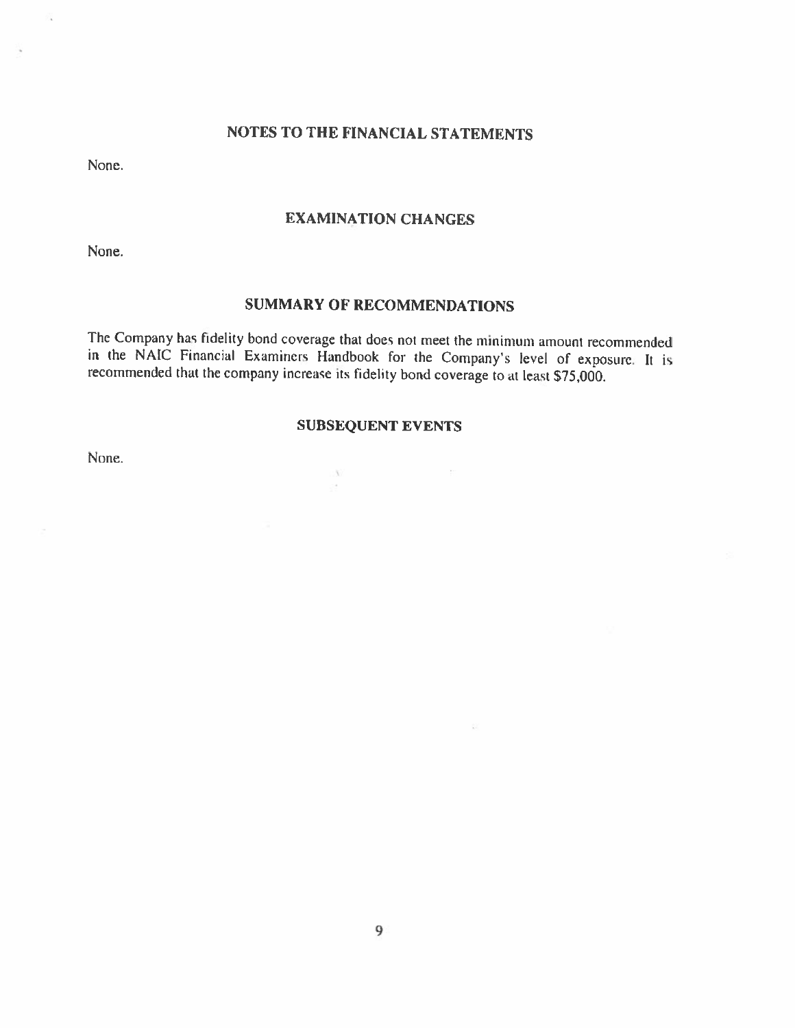## NOTES TO THE FINANCIAL STATEMENTS

None.

## EXAMINATION CHANGES

None.

## SUMMARY OF RECOMMENDATIONS

The Company has fidelity bond coverage that does not meet the minimum amount recommended in the NAIC Financial Examiners Handbook for the Company's level of exposure. It is recommended that the company increase its fidelity bond coverage to at least $75,000.

## SUBSEQUENT EVENTS

None.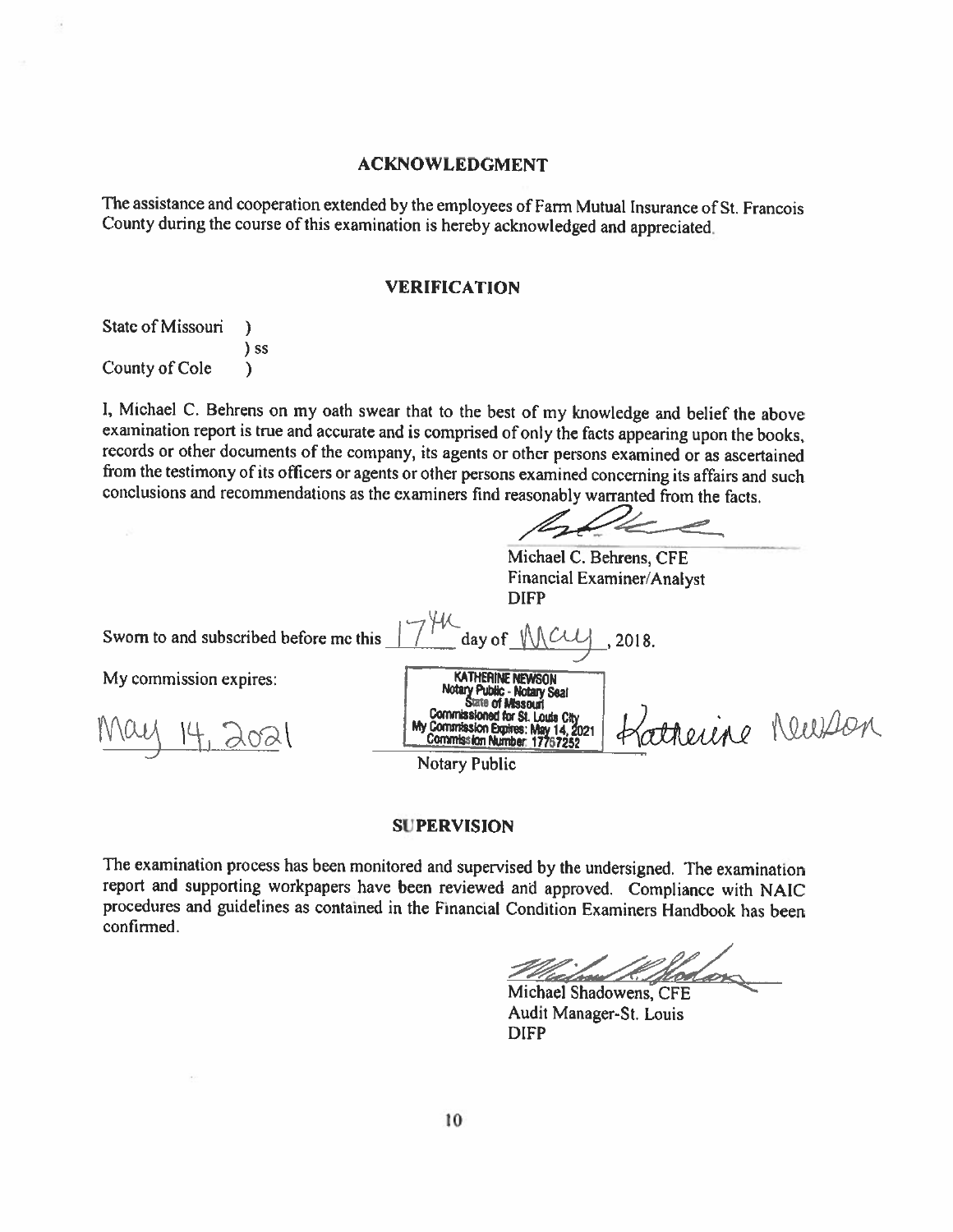## ACKNOWLEDGMENT

The assistance and cooperation extended by the employees of Farm Mutual Insurance of St. Francois County during the course of this examination is hereby acknowledged and appreciated.

## VERIFICATION

State of Missouri )
) ss
County of Cole )

I, Michael C. Behrens on my oath swear that to the best of my knowledge and belief the above examination report is true and accurate and is comprised of only the facts appearing upon the books, records or other documents of the company, its agents or other persons examined or as ascertained from the testimony of its officers or agents or other persons examined concerning its affairs and such conclusions and recommendations as the examiners find reasonably warranted from the facts.

Michael C. Behrens, CFE
Financial Examiner/Analyst
DIFP

Sworn to and subscribed before me this 17th day of May, 2018.

My commission expires:

May 14, 2021

KATHERINE NEWSON
Notary Public - Notary Seal
State of Missouri
Commissioned for St. Louis City
My Commission Expires: May 14, 2021
Commission Number: 17757252

Katherine Newson

Notary Public

## SUPERVISION

The examination process has been monitored and supervised by the undersigned. The examination report and supporting workpapers have been reviewed and approved. Compliance with NAIC procedures and guidelines as contained in the Financial Condition Examiners Handbook has been confirmed.

Michael Shadowens, CFE
Audit Manager-St. Louis
DIFP